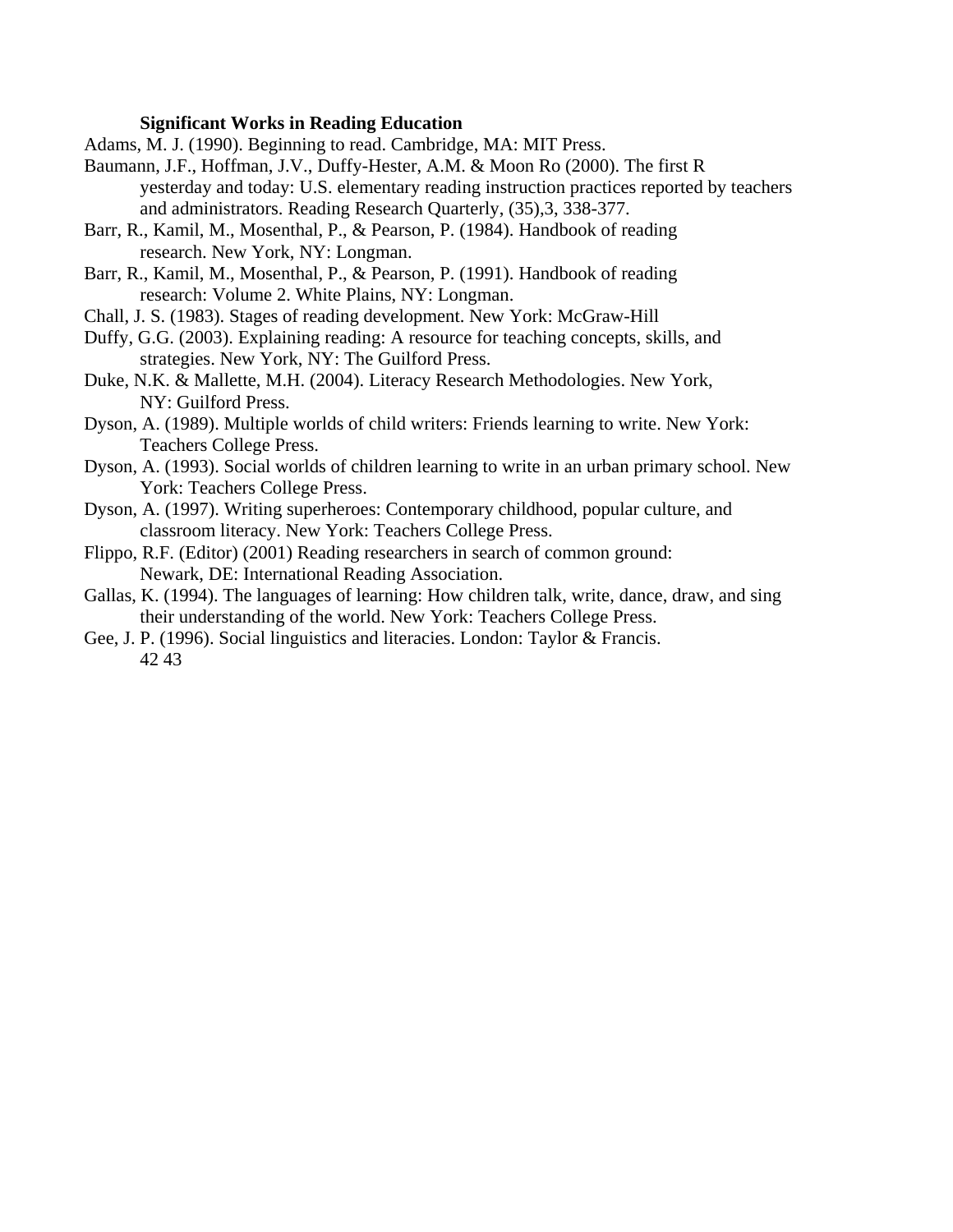**Significant Works in Reading Education**

Adams, M. J. (1990). Beginning to read. Cambridge, MA: MIT Press.

Baumann, J.F., Hoffman, J.V., Duffy-Hester, A.M. & Moon Ro (2000). The first R yesterday and today: U.S. elementary reading instruction practices reported by teachers and administrators. Reading Research Quarterly, (35),3, 338-377.

Barr, R., Kamil, M., Mosenthal, P., & Pearson, P. (1984). Handbook of reading research. New York, NY: Longman.

Barr, R., Kamil, M., Mosenthal, P., & Pearson, P. (1991). Handbook of reading research: Volume 2. White Plains, NY: Longman.

Chall, J. S. (1983). Stages of reading development. New York: McGraw-Hill

Duffy, G.G. (2003). Explaining reading: A resource for teaching concepts, skills, and strategies. New York, NY: The Guilford Press.

Duke, N.K. & Mallette, M.H. (2004). Literacy Research Methodologies. New York, NY: Guilford Press.

Dyson, A. (1989). Multiple worlds of child writers: Friends learning to write. New York: Teachers College Press.

Dyson, A. (1993). Social worlds of children learning to write in an urban primary school. New York: Teachers College Press.

Dyson, A. (1997). Writing superheroes: Contemporary childhood, popular culture, and classroom literacy. New York: Teachers College Press.

Flippo, R.F. (Editor) (2001) Reading researchers in search of common ground: Newark, DE: International Reading Association.

Gallas, K. (1994). The languages of learning: How children talk, write, dance, draw, and sing their understanding of the world. New York: Teachers College Press.

Gee, J. P. (1996). Social linguistics and literacies. London: Taylor & Francis.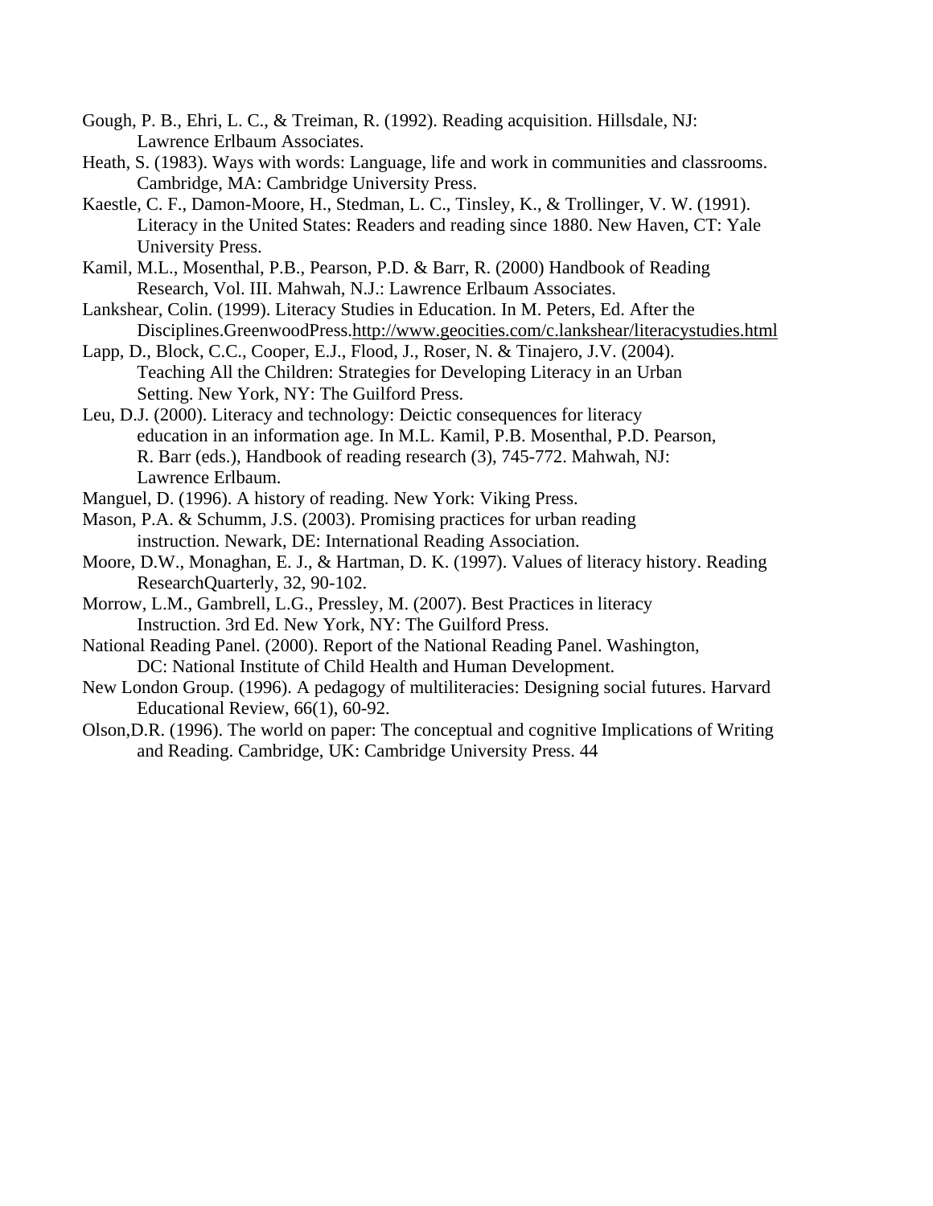Gough, P. B., Ehri, L. C., & Treiman, R. (1992). Reading acquisition. Hillsdale, NJ: Lawrence Erlbaum Associates.

Heath, S. (1983). Ways with words: Language, life and work in communities and classrooms. Cambridge, MA: Cambridge University Press.

Kaestle, C. F., Damon-Moore, H., Stedman, L. C., Tinsley, K., & Trollinger, V. W. (1991). Literacy in the United States: Readers and reading since 1880. New Haven, CT: Yale University Press.

Kamil, M.L., Mosenthal, P.B., Pearson, P.D. & Barr, R. (2000) Handbook of Reading Research, Vol. III. Mahwah, N.J.: Lawrence Erlbaum Associates.

Lankshear, Colin. (1999). Literacy Studies in Education. In M. Peters, Ed. After the Disciplines.GreenwoodPress.http://www.geocities.com/c.lankshear/literacystudies.html

Lapp, D., Block, C.C., Cooper, E.J., Flood, J., Roser, N. & Tinajero, J.V. (2004). Teaching All the Children: Strategies for Developing Literacy in an Urban Setting. New York, NY: The Guilford Press.

Leu, D.J. (2000). Literacy and technology: Deictic consequences for literacy education in an information age. In M.L. Kamil, P.B. Mosenthal, P.D. Pearson, R. Barr (eds.), Handbook of reading research (3), 745-772. Mahwah, NJ: Lawrence Erlbaum.

Manguel, D. (1996). A history of reading. New York: Viking Press.

Mason, P.A. & Schumm, J.S. (2003). Promising practices for urban reading instruction. Newark, DE: International Reading Association.

Moore, D.W., Monaghan, E. J., & Hartman, D. K. (1997). Values of literacy history. Reading ResearchQuarterly, 32, 90-102.

Morrow, L.M., Gambrell, L.G., Pressley, M. (2007). Best Practices in literacy Instruction. 3rd Ed. New York, NY: The Guilford Press.

National Reading Panel. (2000). Report of the National Reading Panel. Washington, DC: National Institute of Child Health and Human Development.

New London Group. (1996). A pedagogy of multiliteracies: Designing social futures. Harvard Educational Review, 66(1), 60-92.

Olson,D.R. (1996). The world on paper: The conceptual and cognitive Implications of Writing and Reading. Cambridge, UK: Cambridge University Press. 44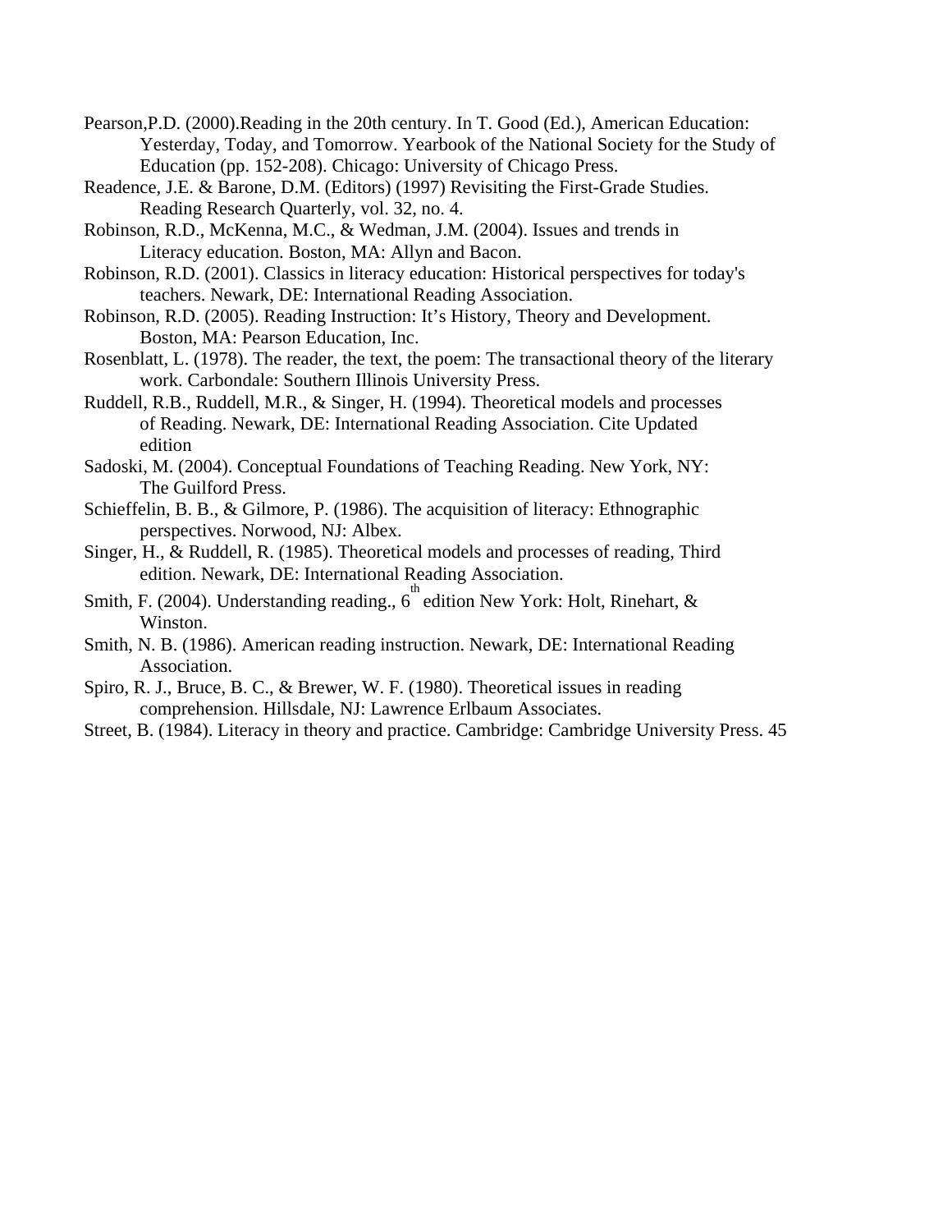Pearson,P.D. (2000).Reading in the 20th century. In T. Good (Ed.), American Education: Yesterday, Today, and Tomorrow. Yearbook of the National Society for the Study of Education (pp. 152-208). Chicago: University of Chicago Press.

Readence, J.E. & Barone, D.M. (Editors) (1997) Revisiting the First-Grade Studies. Reading Research Quarterly, vol. 32, no. 4.

Robinson, R.D., McKenna, M.C., & Wedman, J.M. (2004). Issues and trends in Literacy education. Boston, MA: Allyn and Bacon.

Robinson, R.D. (2001). Classics in literacy education: Historical perspectives for today's teachers. Newark, DE: International Reading Association.

Robinson, R.D. (2005). Reading Instruction: It's History, Theory and Development. Boston, MA: Pearson Education, Inc.

Rosenblatt, L. (1978). The reader, the text, the poem: The transactional theory of the literary work. Carbondale: Southern Illinois University Press.

Ruddell, R.B., Ruddell, M.R., & Singer, H. (1994). Theoretical models and processes of Reading. Newark, DE: International Reading Association. Cite Updated edition

Sadoski, M. (2004). Conceptual Foundations of Teaching Reading. New York, NY: The Guilford Press.

Schieffelin, B. B., & Gilmore, P. (1986). The acquisition of literacy: Ethnographic perspectives. Norwood, NJ: Albex.

Singer, H., & Ruddell, R. (1985). Theoretical models and processes of reading, Third edition. Newark, DE: International Reading Association.

Smith, F. (2004). Understanding reading., 6th edition New York: Holt, Rinehart, & Winston.

Smith, N. B. (1986). American reading instruction. Newark, DE: International Reading Association.

Spiro, R. J., Bruce, B. C., & Brewer, W. F. (1980). Theoretical issues in reading comprehension. Hillsdale, NJ: Lawrence Erlbaum Associates.

Street, B. (1984). Literacy in theory and practice. Cambridge: Cambridge University Press. 45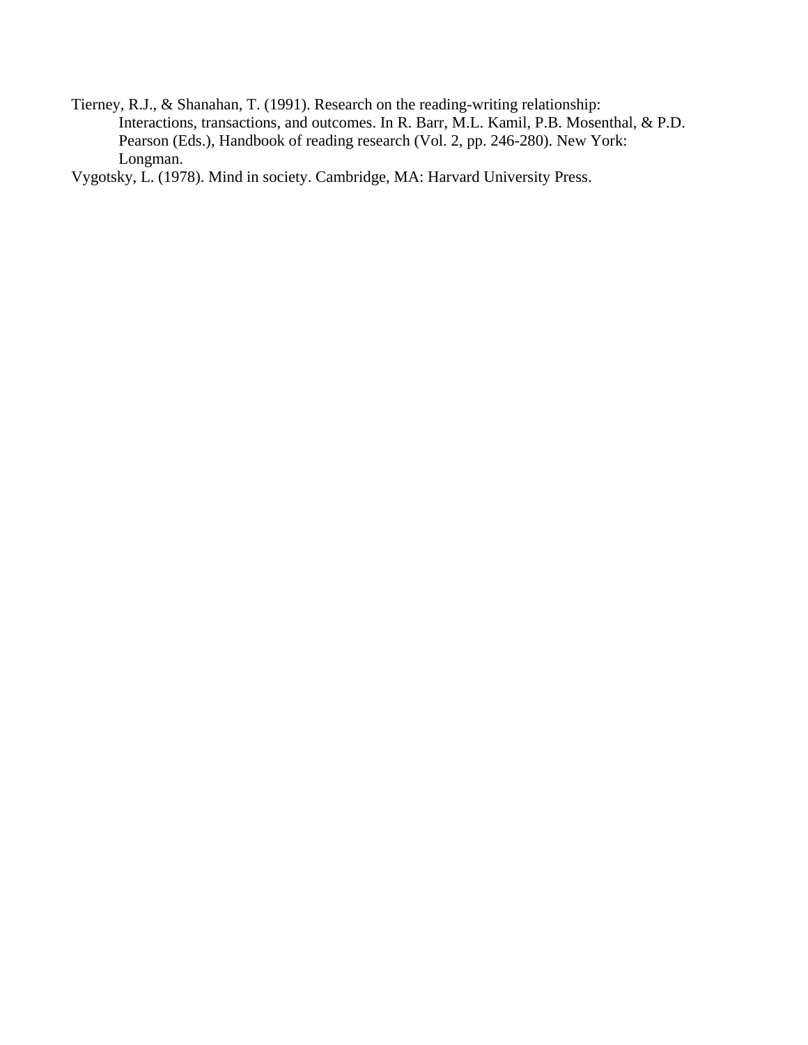Tierney, R.J., & Shanahan, T. (1991). Research on the reading-writing relationship: Interactions, transactions, and outcomes. In R. Barr, M.L. Kamil, P.B. Mosenthal, & P.D. Pearson (Eds.), Handbook of reading research (Vol. 2, pp. 246-280). New York: Longman.

Vygotsky, L. (1978). Mind in society. Cambridge, MA: Harvard University Press.